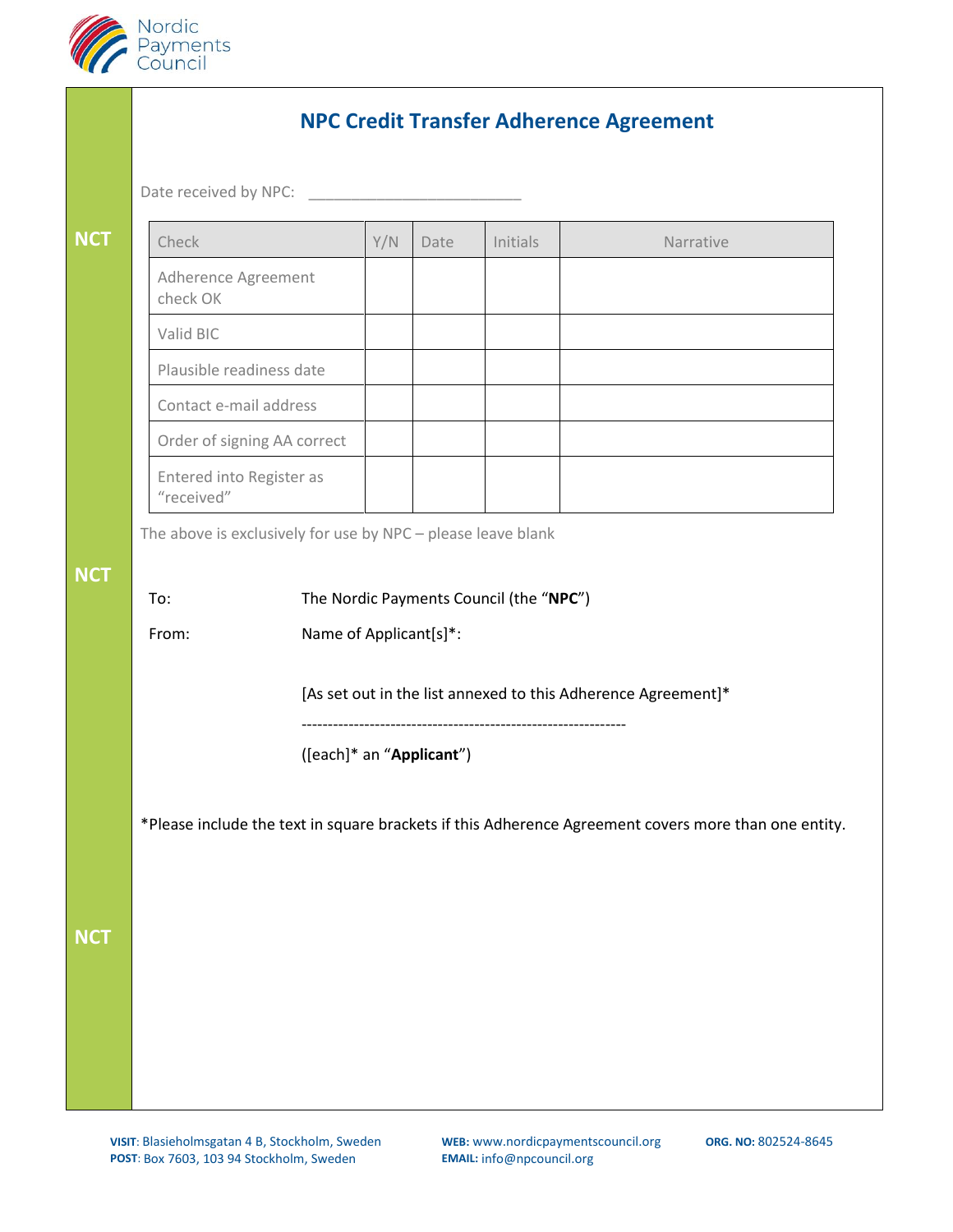Nordic Payments Council

# NPC Credit Transfer Adherence Agreement

NCT

Date received by NPC: __________________________

| Check | Y/N | Date | Initials | Narrative |
|---|---|---|---|---|
| Adherence Agreement check OK | | | | |
| Valid BIC | | | | |
| Plausible readiness date | | | | |
| Contact e-mail address | | | | |
| Order of signing AA correct | | | | |
| Entered into Register as "received" | | | | |

The above is exclusively for use by NPC – please leave blank

To: The Nordic Payments Council (the "**NPC**")

From: Name of Applicant[s]*:

[As set out in the list annexed to this Adherence Agreement]*

--------------------------------------------------------------

([each]* an "**Applicant**")

*Please include the text in square brackets if this Adherence Agreement covers more than one entity.

**VISIT**: Blasieholmsgatan 4 B, Stockholm, Sweden
**POST**: Box 7603, 103 94 Stockholm, Sweden
**WEB:** www.nordicpaymentscouncil.org
**EMAIL:** info@npcouncil.org
**ORG. NO:** 802524-8645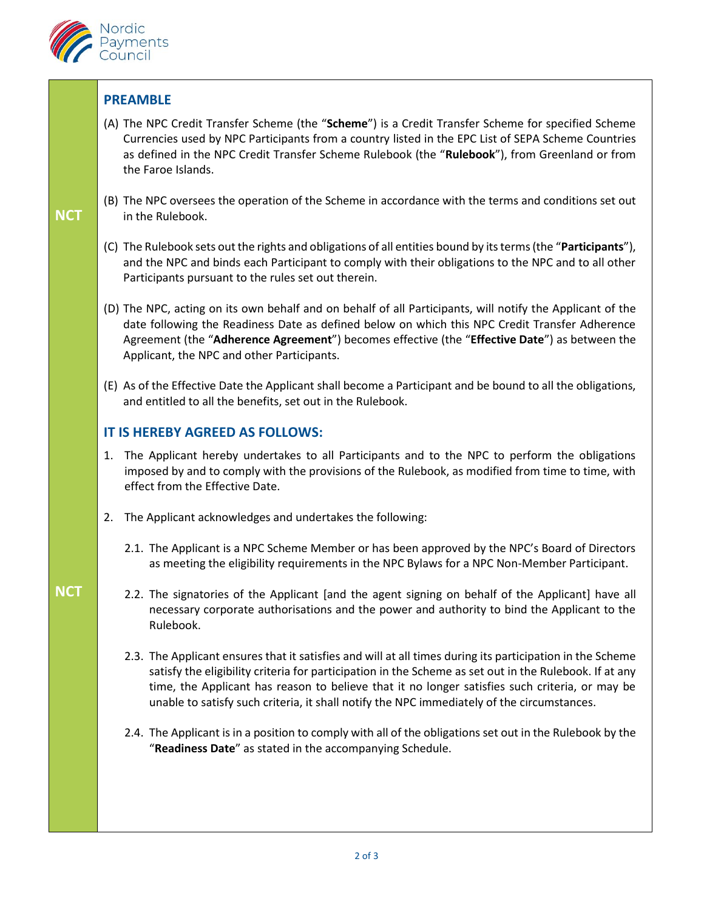## PREAMBLE

(A) The NPC Credit Transfer Scheme (the "**Scheme**") is a Credit Transfer Scheme for specified Scheme Currencies used by NPC Participants from a country listed in the EPC List of SEPA Scheme Countries as defined in the NPC Credit Transfer Scheme Rulebook (the "**Rulebook**"), from Greenland or from the Faroe Islands.

(B) The NPC oversees the operation of the Scheme in accordance with the terms and conditions set out in the Rulebook.

(C) The Rulebook sets out the rights and obligations of all entities bound by its terms (the "**Participants**"), and the NPC and binds each Participant to comply with their obligations to the NPC and to all other Participants pursuant to the rules set out therein.

(D) The NPC, acting on its own behalf and on behalf of all Participants, will notify the Applicant of the date following the Readiness Date as defined below on which this NPC Credit Transfer Adherence Agreement (the "**Adherence Agreement**") becomes effective (the "**Effective Date**") as between the Applicant, the NPC and other Participants.

(E) As of the Effective Date the Applicant shall become a Participant and be bound to all the obligations, and entitled to all the benefits, set out in the Rulebook.

## IT IS HEREBY AGREED AS FOLLOWS:

1. The Applicant hereby undertakes to all Participants and to the NPC to perform the obligations imposed by and to comply with the provisions of the Rulebook, as modified from time to time, with effect from the Effective Date.

2. The Applicant acknowledges and undertakes the following:

   2.1. The Applicant is a NPC Scheme Member or has been approved by the NPC's Board of Directors as meeting the eligibility requirements in the NPC Bylaws for a NPC Non-Member Participant.

   2.2. The signatories of the Applicant [and the agent signing on behalf of the Applicant] have all necessary corporate authorisations and the power and authority to bind the Applicant to the Rulebook.

   2.3. The Applicant ensures that it satisfies and will at all times during its participation in the Scheme satisfy the eligibility criteria for participation in the Scheme as set out in the Rulebook. If at any time, the Applicant has reason to believe that it no longer satisfies such criteria, or may be unable to satisfy such criteria, it shall notify the NPC immediately of the circumstances.

   2.4. The Applicant is in a position to comply with all of the obligations set out in the Rulebook by the "**Readiness Date**" as stated in the accompanying Schedule.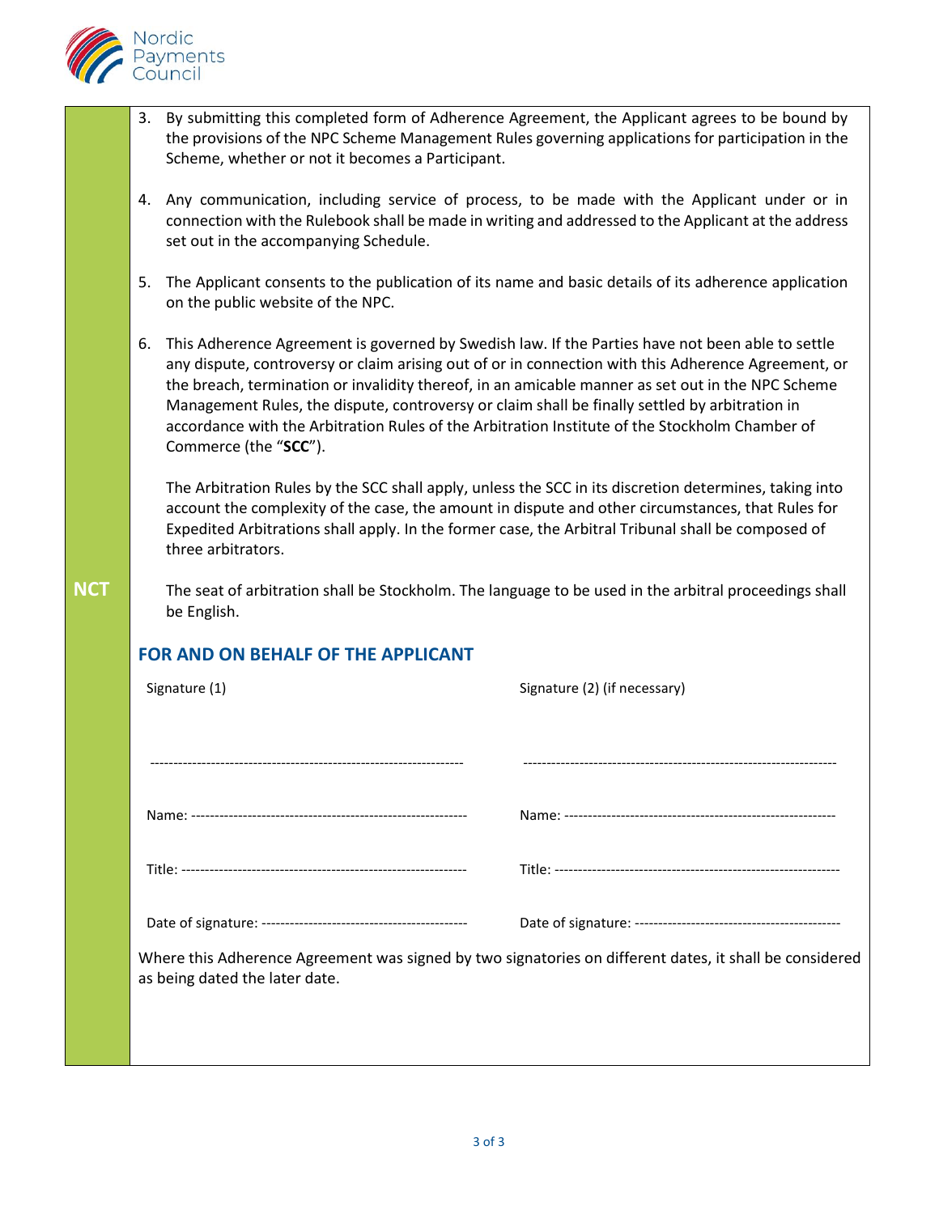3. By submitting this completed form of Adherence Agreement, the Applicant agrees to be bound by the provisions of the NPC Scheme Management Rules governing applications for participation in the Scheme, whether or not it becomes a Participant.

4. Any communication, including service of process, to be made with the Applicant under or in connection with the Rulebook shall be made in writing and addressed to the Applicant at the address set out in the accompanying Schedule.

5. The Applicant consents to the publication of its name and basic details of its adherence application on the public website of the NPC.

6. This Adherence Agreement is governed by Swedish law. If the Parties have not been able to settle any dispute, controversy or claim arising out of or in connection with this Adherence Agreement, or the breach, termination or invalidity thereof, in an amicable manner as set out in the NPC Scheme Management Rules, the dispute, controversy or claim shall be finally settled by arbitration in accordance with the Arbitration Rules of the Arbitration Institute of the Stockholm Chamber of Commerce (the "**SCC**").

   The Arbitration Rules by the SCC shall apply, unless the SCC in its discretion determines, taking into account the complexity of the case, the amount in dispute and other circumstances, that Rules for Expedited Arbitrations shall apply. In the former case, the Arbitral Tribunal shall be composed of three arbitrators.

   The seat of arbitration shall be Stockholm. The language to be used in the arbitral proceedings shall be English.

**NCT**

## FOR AND ON BEHALF OF THE APPLICANT

| Signature (1) | Signature (2) (if necessary) |
|---|---|
| ------------------------------------------------------------------- | ------------------------------------------------------------------- |
| Name: ------------------------------------------------------------ | Name: ------------------------------------------------------------ |
| Title: -------------------------------------------------------------- | Title: -------------------------------------------------------------- |
| Date of signature: -------------------------------------------- | Date of signature: -------------------------------------------- |

Where this Adherence Agreement was signed by two signatories on different dates, it shall be considered as being dated the later date.